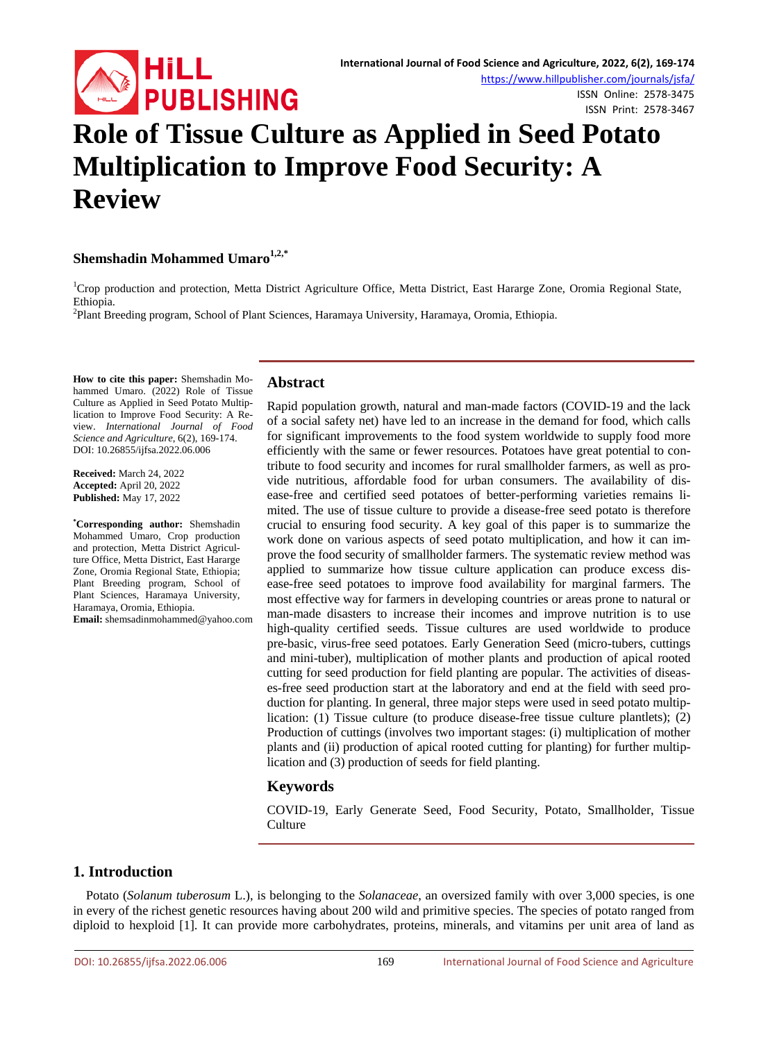# Role of Tissue Culture as Applied in Seed Potato Multiplication to Improve Food Security: A Review

**Shemshadin Mohammed Umaro**[1,2,*]

[1]Crop production and protection, Metta District Agriculture Office, Metta District, East Hararge Zone, Oromia Regional State, Ethiopia.

[2]Plant Breeding program, School of Plant Sciences, Haramaya University, Haramaya, Oromia, Ethiopia.

**How to cite this paper:** Shemshadin Mohammed Umaro. (2022) Role of Tissue Culture as Applied in Seed Potato Multiplication to Improve Food Security: A Review. *International Journal of Food Science and Agriculture*, 6(2), 169-174.
DOI: 10.26855/ijfsa.2022.06.006

**Received:** March 24, 2022
**Accepted:** April 20, 2022
**Published:** May 17, 2022

**[*]Corresponding author:** Shemshadin Mohammed Umaro, Crop production and protection, Metta District Agriculture Office, Metta District, East Hararge Zone, Oromia Regional State, Ethiopia; Plant Breeding program, School of Plant Sciences, Haramaya University, Haramaya, Oromia, Ethiopia.
**Email:** shemsadinmohammed@yahoo.com

## Abstract

Rapid population growth, natural and man-made factors (COVID-19 and the lack of a social safety net) have led to an increase in the demand for food, which calls for significant improvements to the food system worldwide to supply food more efficiently with the same or fewer resources. Potatoes have great potential to contribute to food security and incomes for rural smallholder farmers, as well as provide nutritious, affordable food for urban consumers. The availability of disease-free and certified seed potatoes of better-performing varieties remains limited. The use of tissue culture to provide a disease-free seed potato is therefore crucial to ensuring food security. A key goal of this paper is to summarize the work done on various aspects of seed potato multiplication, and how it can improve the food security of smallholder farmers. The systematic review method was applied to summarize how tissue culture application can produce excess disease-free seed potatoes to improve food availability for marginal farmers. The most effective way for farmers in developing countries or areas prone to natural or man-made disasters to increase their incomes and improve nutrition is to use high-quality certified seeds. Tissue cultures are used worldwide to produce pre-basic, virus-free seed potatoes. Early Generation Seed (micro-tubers, cuttings and mini-tuber), multiplication of mother plants and production of apical rooted cutting for seed production for field planting are popular. The activities of diseases-free seed production start at the laboratory and end at the field with seed production for planting. In general, three major steps were used in seed potato multiplication: (1) Tissue culture (to produce disease-free tissue culture plantlets); (2) Production of cuttings (involves two important stages: (i) multiplication of mother plants and (ii) production of apical rooted cutting for planting) for further multiplication and (3) production of seeds for field planting.

## Keywords

COVID-19, Early Generate Seed, Food Security, Potato, Smallholder, Tissue Culture

## 1. Introduction

Potato (*Solanum tuberosum* L.), is belonging to the *Solanaceae*, an oversized family with over 3,000 species, is one in every of the richest genetic resources having about 200 wild and primitive species. The species of potato ranged from diploid to hexploid [1]. It can provide more carbohydrates, proteins, minerals, and vitamins per unit area of land as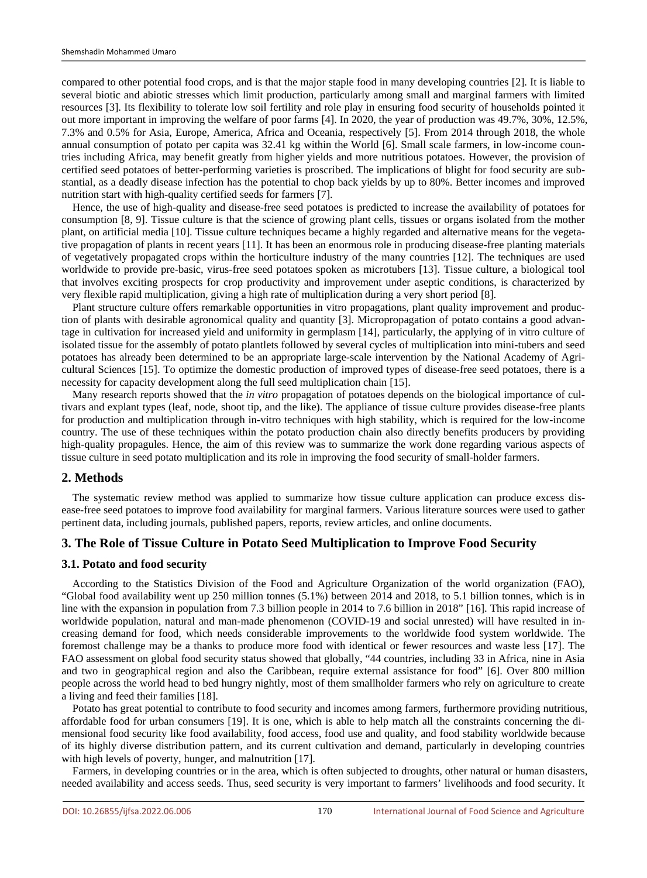compared to other potential food crops, and is that the major staple food in many developing countries [2]. It is liable to several biotic and abiotic stresses which limit production, particularly among small and marginal farmers with limited resources [3]. Its flexibility to tolerate low soil fertility and role play in ensuring food security of households pointed it out more important in improving the welfare of poor farms [4]. In 2020, the year of production was 49.7%, 30%, 12.5%, 7.3% and 0.5% for Asia, Europe, America, Africa and Oceania, respectively [5]. From 2014 through 2018, the whole annual consumption of potato per capita was 32.41 kg within the World [6]. Small scale farmers, in low-income countries including Africa, may benefit greatly from higher yields and more nutritious potatoes. However, the provision of certified seed potatoes of better-performing varieties is proscribed. The implications of blight for food security are substantial, as a deadly disease infection has the potential to chop back yields by up to 80%. Better incomes and improved nutrition start with high-quality certified seeds for farmers [7].

Hence, the use of high-quality and disease-free seed potatoes is predicted to increase the availability of potatoes for consumption [8, 9]. Tissue culture is that the science of growing plant cells, tissues or organs isolated from the mother plant, on artificial media [10]. Tissue culture techniques became a highly regarded and alternative means for the vegetative propagation of plants in recent years [11]. It has been an enormous role in producing disease-free planting materials of vegetatively propagated crops within the horticulture industry of the many countries [12]. The techniques are used worldwide to provide pre-basic, virus-free seed potatoes spoken as microtubers [13]. Tissue culture, a biological tool that involves exciting prospects for crop productivity and improvement under aseptic conditions, is characterized by very flexible rapid multiplication, giving a high rate of multiplication during a very short period [8].

Plant structure culture offers remarkable opportunities in vitro propagations, plant quality improvement and production of plants with desirable agronomical quality and quantity [3]. Micropropagation of potato contains a good advantage in cultivation for increased yield and uniformity in germplasm [14], particularly, the applying of in vitro culture of isolated tissue for the assembly of potato plantlets followed by several cycles of multiplication into mini-tubers and seed potatoes has already been determined to be an appropriate large-scale intervention by the National Academy of Agricultural Sciences [15]. To optimize the domestic production of improved types of disease-free seed potatoes, there is a necessity for capacity development along the full seed multiplication chain [15].

Many research reports showed that the *in vitro* propagation of potatoes depends on the biological importance of cultivars and explant types (leaf, node, shoot tip, and the like). The appliance of tissue culture provides disease-free plants for production and multiplication through in-vitro techniques with high stability, which is required for the low-income country. The use of these techniques within the potato production chain also directly benefits producers by providing high-quality propagules. Hence, the aim of this review was to summarize the work done regarding various aspects of tissue culture in seed potato multiplication and its role in improving the food security of small-holder farmers.

## 2. Methods

The systematic review method was applied to summarize how tissue culture application can produce excess disease-free seed potatoes to improve food availability for marginal farmers. Various literature sources were used to gather pertinent data, including journals, published papers, reports, review articles, and online documents.

## 3. The Role of Tissue Culture in Potato Seed Multiplication to Improve Food Security

### 3.1. Potato and food security

According to the Statistics Division of the Food and Agriculture Organization of the world organization (FAO), "Global food availability went up 250 million tonnes (5.1%) between 2014 and 2018, to 5.1 billion tonnes, which is in line with the expansion in population from 7.3 billion people in 2014 to 7.6 billion in 2018" [16]. This rapid increase of worldwide population, natural and man-made phenomenon (COVID-19 and social unrested) will have resulted in increasing demand for food, which needs considerable improvements to the worldwide food system worldwide. The foremost challenge may be a thanks to produce more food with identical or fewer resources and waste less [17]. The FAO assessment on global food security status showed that globally, "44 countries, including 33 in Africa, nine in Asia and two in geographical region and also the Caribbean, require external assistance for food" [6]. Over 800 million people across the world head to bed hungry nightly, most of them smallholder farmers who rely on agriculture to create a living and feed their families [18].

Potato has great potential to contribute to food security and incomes among farmers, furthermore providing nutritious, affordable food for urban consumers [19]. It is one, which is able to help match all the constraints concerning the dimensional food security like food availability, food access, food use and quality, and food stability worldwide because of its highly diverse distribution pattern, and its current cultivation and demand, particularly in developing countries with high levels of poverty, hunger, or malnutrition [17].

Farmers, in developing countries or in the area, which is often subjected to droughts, other natural or human disasters, needed availability and access seeds. Thus, seed security is very important to farmers' livelihoods and food security. It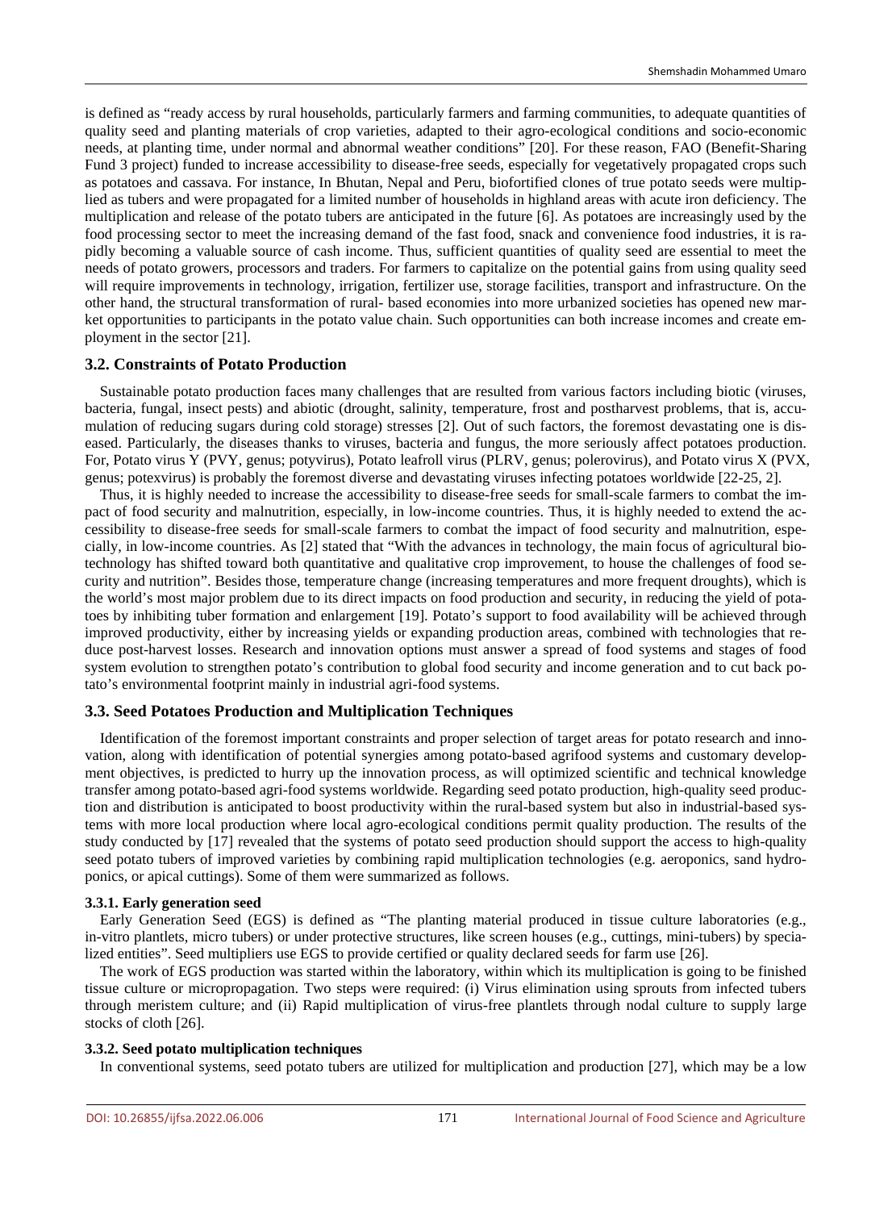is defined as "ready access by rural households, particularly farmers and farming communities, to adequate quantities of quality seed and planting materials of crop varieties, adapted to their agro-ecological conditions and socio-economic needs, at planting time, under normal and abnormal weather conditions" [20]. For these reason, FAO (Benefit-Sharing Fund 3 project) funded to increase accessibility to disease-free seeds, especially for vegetatively propagated crops such as potatoes and cassava. For instance, In Bhutan, Nepal and Peru, biofortified clones of true potato seeds were multiplied as tubers and were propagated for a limited number of households in highland areas with acute iron deficiency. The multiplication and release of the potato tubers are anticipated in the future [6]. As potatoes are increasingly used by the food processing sector to meet the increasing demand of the fast food, snack and convenience food industries, it is rapidly becoming a valuable source of cash income. Thus, sufficient quantities of quality seed are essential to meet the needs of potato growers, processors and traders. For farmers to capitalize on the potential gains from using quality seed will require improvements in technology, irrigation, fertilizer use, storage facilities, transport and infrastructure. On the other hand, the structural transformation of rural- based economies into more urbanized societies has opened new market opportunities to participants in the potato value chain. Such opportunities can both increase incomes and create employment in the sector [21].

### 3.2. Constraints of Potato Production

Sustainable potato production faces many challenges that are resulted from various factors including biotic (viruses, bacteria, fungal, insect pests) and abiotic (drought, salinity, temperature, frost and postharvest problems, that is, accumulation of reducing sugars during cold storage) stresses [2]. Out of such factors, the foremost devastating one is diseased. Particularly, the diseases thanks to viruses, bacteria and fungus, the more seriously affect potatoes production. For, Potato virus Y (PVY, genus; potyvirus), Potato leafroll virus (PLRV, genus; polerovirus), and Potato virus X (PVX, genus; potexvirus) is probably the foremost diverse and devastating viruses infecting potatoes worldwide [22-25, 2].

Thus, it is highly needed to increase the accessibility to disease-free seeds for small-scale farmers to combat the impact of food security and malnutrition, especially, in low-income countries. Thus, it is highly needed to extend the accessibility to disease-free seeds for small-scale farmers to combat the impact of food security and malnutrition, especially, in low-income countries. As [2] stated that "With the advances in technology, the main focus of agricultural biotechnology has shifted toward both quantitative and qualitative crop improvement, to house the challenges of food security and nutrition". Besides those, temperature change (increasing temperatures and more frequent droughts), which is the world's most major problem due to its direct impacts on food production and security, in reducing the yield of potatoes by inhibiting tuber formation and enlargement [19]. Potato's support to food availability will be achieved through improved productivity, either by increasing yields or expanding production areas, combined with technologies that reduce post-harvest losses. Research and innovation options must answer a spread of food systems and stages of food system evolution to strengthen potato's contribution to global food security and income generation and to cut back potato's environmental footprint mainly in industrial agri-food systems.

### 3.3. Seed Potatoes Production and Multiplication Techniques

Identification of the foremost important constraints and proper selection of target areas for potato research and innovation, along with identification of potential synergies among potato-based agrifood systems and customary development objectives, is predicted to hurry up the innovation process, as will optimized scientific and technical knowledge transfer among potato-based agri-food systems worldwide. Regarding seed potato production, high-quality seed production and distribution is anticipated to boost productivity within the rural-based system but also in industrial-based systems with more local production where local agro-ecological conditions permit quality production. The results of the study conducted by [17] revealed that the systems of potato seed production should support the access to high-quality seed potato tubers of improved varieties by combining rapid multiplication technologies (e.g. aeroponics, sand hydroponics, or apical cuttings). Some of them were summarized as follows.

#### 3.3.1. Early generation seed

Early Generation Seed (EGS) is defined as "The planting material produced in tissue culture laboratories (e.g., in-vitro plantlets, micro tubers) or under protective structures, like screen houses (e.g., cuttings, mini-tubers) by specialized entities". Seed multipliers use EGS to provide certified or quality declared seeds for farm use [26].

The work of EGS production was started within the laboratory, within which its multiplication is going to be finished tissue culture or micropropagation. Two steps were required: (i) Virus elimination using sprouts from infected tubers through meristem culture; and (ii) Rapid multiplication of virus-free plantlets through nodal culture to supply large stocks of cloth [26].

#### 3.3.2. Seed potato multiplication techniques

In conventional systems, seed potato tubers are utilized for multiplication and production [27], which may be a low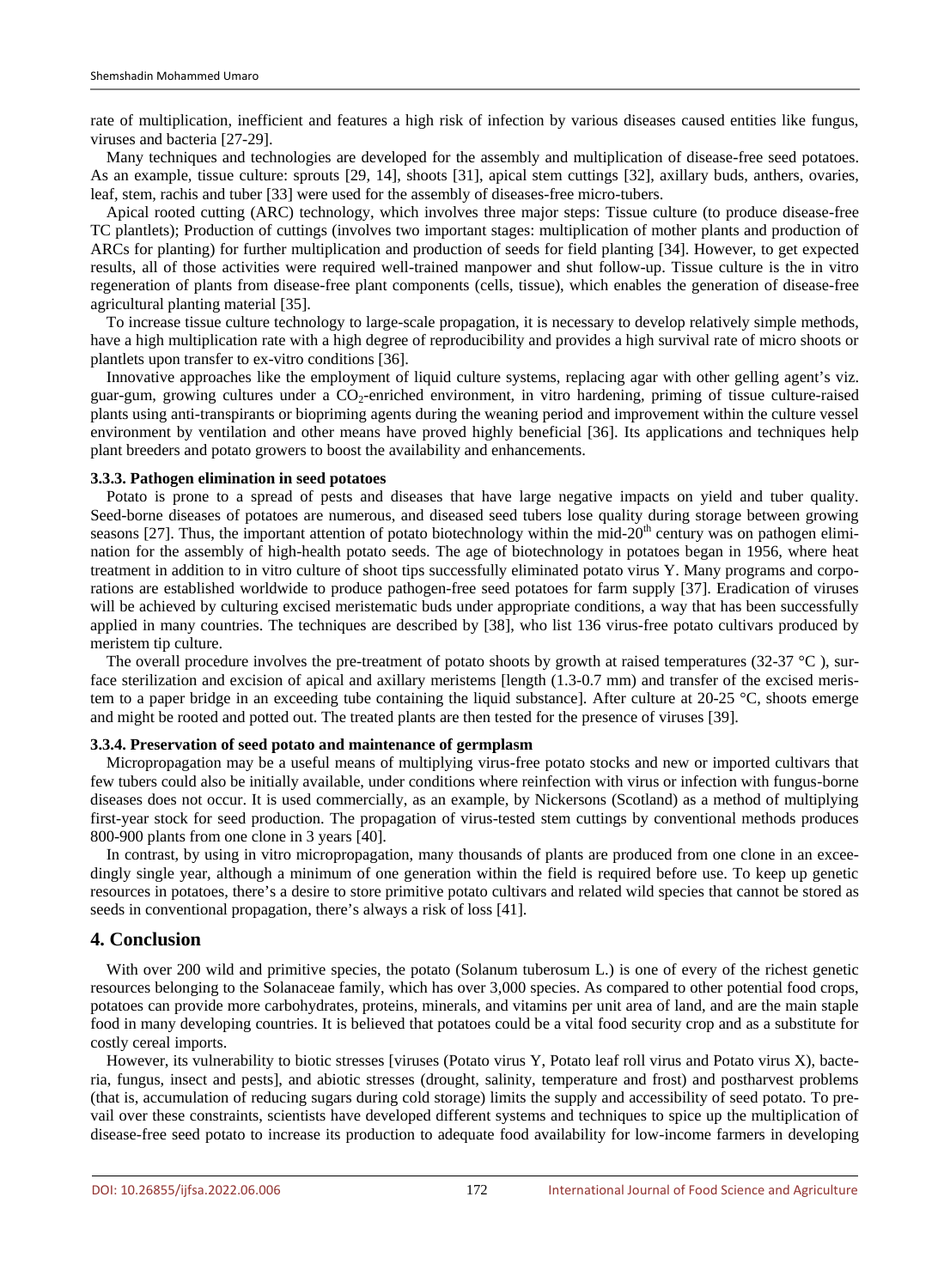rate of multiplication, inefficient and features a high risk of infection by various diseases caused entities like fungus, viruses and bacteria [27-29].

Many techniques and technologies are developed for the assembly and multiplication of disease-free seed potatoes. As an example, tissue culture: sprouts [29, 14], shoots [31], apical stem cuttings [32], axillary buds, anthers, ovaries, leaf, stem, rachis and tuber [33] were used for the assembly of diseases-free micro-tubers.

Apical rooted cutting (ARC) technology, which involves three major steps: Tissue culture (to produce disease-free TC plantlets); Production of cuttings (involves two important stages: multiplication of mother plants and production of ARCs for planting) for further multiplication and production of seeds for field planting [34]. However, to get expected results, all of those activities were required well-trained manpower and shut follow-up. Tissue culture is the in vitro regeneration of plants from disease-free plant components (cells, tissue), which enables the generation of disease-free agricultural planting material [35].

To increase tissue culture technology to large-scale propagation, it is necessary to develop relatively simple methods, have a high multiplication rate with a high degree of reproducibility and provides a high survival rate of micro shoots or plantlets upon transfer to ex-vitro conditions [36].

Innovative approaches like the employment of liquid culture systems, replacing agar with other gelling agent's viz. guar-gum, growing cultures under a $CO_2$-enriched environment, in vitro hardening, priming of tissue culture-raised plants using anti-transpirants or biopriming agents during the weaning period and improvement within the culture vessel environment by ventilation and other means have proved highly beneficial [36]. Its applications and techniques help plant breeders and potato growers to boost the availability and enhancements.

#### 3.3.3. Pathogen elimination in seed potatoes

Potato is prone to a spread of pests and diseases that have large negative impacts on yield and tuber quality. Seed-borne diseases of potatoes are numerous, and diseased seed tubers lose quality during storage between growing seasons [27]. Thus, the important attention of potato biotechnology within the mid-20th century was on pathogen elimination for the assembly of high-health potato seeds. The age of biotechnology in potatoes began in 1956, where heat treatment in addition to in vitro culture of shoot tips successfully eliminated potato virus Y. Many programs and corporations are established worldwide to produce pathogen-free seed potatoes for farm supply [37]. Eradication of viruses will be achieved by culturing excised meristematic buds under appropriate conditions, a way that has been successfully applied in many countries. The techniques are described by [38], who list 136 virus-free potato cultivars produced by meristem tip culture.

The overall procedure involves the pre-treatment of potato shoots by growth at raised temperatures (32-37 °C ), surface sterilization and excision of apical and axillary meristems [length (1.3-0.7 mm) and transfer of the excised meristem to a paper bridge in an exceeding tube containing the liquid substance]. After culture at 20-25 °C, shoots emerge and might be rooted and potted out. The treated plants are then tested for the presence of viruses [39].

#### 3.3.4. Preservation of seed potato and maintenance of germplasm

Micropropagation may be a useful means of multiplying virus-free potato stocks and new or imported cultivars that few tubers could also be initially available, under conditions where reinfection with virus or infection with fungus-borne diseases does not occur. It is used commercially, as an example, by Nickersons (Scotland) as a method of multiplying first-year stock for seed production. The propagation of virus-tested stem cuttings by conventional methods produces 800-900 plants from one clone in 3 years [40].

In contrast, by using in vitro micropropagation, many thousands of plants are produced from one clone in an exceedingly single year, although a minimum of one generation within the field is required before use. To keep up genetic resources in potatoes, there's a desire to store primitive potato cultivars and related wild species that cannot be stored as seeds in conventional propagation, there's always a risk of loss [41].

## 4. Conclusion

With over 200 wild and primitive species, the potato (Solanum tuberosum L.) is one of every of the richest genetic resources belonging to the Solanaceae family, which has over 3,000 species. As compared to other potential food crops, potatoes can provide more carbohydrates, proteins, minerals, and vitamins per unit area of land, and are the main staple food in many developing countries. It is believed that potatoes could be a vital food security crop and as a substitute for costly cereal imports.

However, its vulnerability to biotic stresses [viruses (Potato virus Y, Potato leaf roll virus and Potato virus X), bacteria, fungus, insect and pests], and abiotic stresses (drought, salinity, temperature and frost) and postharvest problems (that is, accumulation of reducing sugars during cold storage) limits the supply and accessibility of seed potato. To prevail over these constraints, scientists have developed different systems and techniques to spice up the multiplication of disease-free seed potato to increase its production to adequate food availability for low-income farmers in developing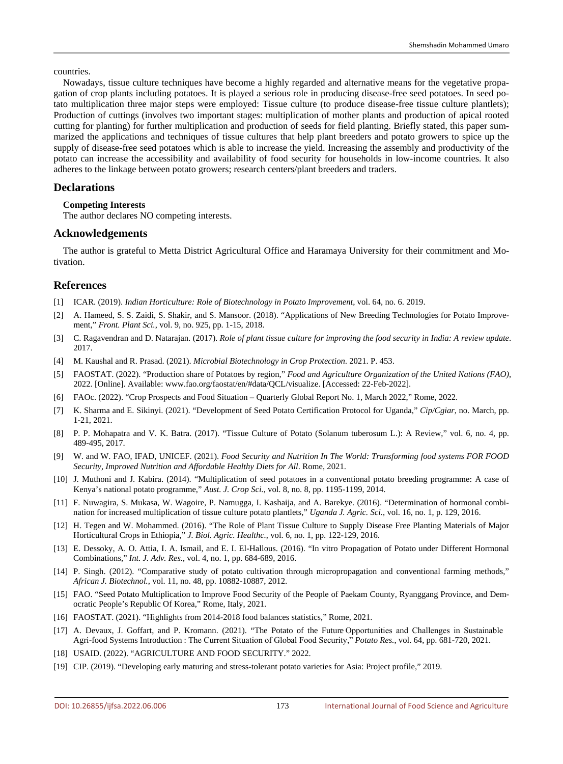countries.

Nowadays, tissue culture techniques have become a highly regarded and alternative means for the vegetative propagation of crop plants including potatoes. It is played a serious role in producing disease-free seed potatoes. In seed potato multiplication three major steps were employed: Tissue culture (to produce disease-free tissue culture plantlets); Production of cuttings (involves two important stages: multiplication of mother plants and production of apical rooted cutting for planting) for further multiplication and production of seeds for field planting. Briefly stated, this paper summarized the applications and techniques of tissue cultures that help plant breeders and potato growers to spice up the supply of disease-free seed potatoes which is able to increase the yield. Increasing the assembly and productivity of the potato can increase the accessibility and availability of food security for households in low-income countries. It also adheres to the linkage between potato growers; research centers/plant breeders and traders.

## Declarations

**Competing Interests**

The author declares NO competing interests.

## Acknowledgements

The author is grateful to Metta District Agricultural Office and Haramaya University for their commitment and Motivation.

## References

[1] ICAR. (2019). *Indian Horticulture: Role of Biotechnology in Potato Improvement*, vol. 64, no. 6. 2019.

[2] A. Hameed, S. S. Zaidi, S. Shakir, and S. Mansoor. (2018). "Applications of New Breeding Technologies for Potato Improvement," *Front. Plant Sci.*, vol. 9, no. 925, pp. 1-15, 2018.

[3] C. Ragavendran and D. Natarajan. (2017). *Role of plant tissue culture for improving the food security in India: A review update*. 2017.

[4] M. Kaushal and R. Prasad. (2021). *Microbial Biotechnology in Crop Protection*. 2021. P. 453.

[5] FAOSTAT. (2022). "Production share of Potatoes by region," *Food and Agriculture Organization of the United Nations (FAO)*, 2022. [Online]. Available: www.fao.org/faostat/en/#data/QCL/visualize. [Accessed: 22-Feb-2022].

[6] FAOc. (2022). "Crop Prospects and Food Situation – Quarterly Global Report No. 1, March 2022," Rome, 2022.

[7] K. Sharma and E. Sikinyi. (2021). "Development of Seed Potato Certification Protocol for Uganda," *Cip/Cgiar*, no. March, pp. 1-21, 2021.

[8] P. P. Mohapatra and V. K. Batra. (2017). "Tissue Culture of Potato (Solanum tuberosum L.): A Review," vol. 6, no. 4, pp. 489-495, 2017.

[9] W. and W. FAO, IFAD, UNICEF. (2021). *Food Security and Nutrition In The World: Transforming food systems FOR FOOD Security, Improved Nutrition and Affordable Healthy Diets for All*. Rome, 2021.

[10] J. Muthoni and J. Kabira. (2014). "Multiplication of seed potatoes in a conventional potato breeding programme: A case of Kenya's national potato programme," *Aust. J. Crop Sci.*, vol. 8, no. 8, pp. 1195-1199, 2014.

[11] F. Nuwagira, S. Mukasa, W. Wagoire, P. Namugga, I. Kashaija, and A. Barekye. (2016). "Determination of hormonal combination for increased multiplication of tissue culture potato plantlets," *Uganda J. Agric. Sci.*, vol. 16, no. 1, p. 129, 2016.

[12] H. Tegen and W. Mohammed. (2016). "The Role of Plant Tissue Culture to Supply Disease Free Planting Materials of Major Horticultural Crops in Ethiopia," *J. Biol. Agric. Healthc.*, vol. 6, no. 1, pp. 122-129, 2016.

[13] E. Dessoky, A. O. Attia, I. A. Ismail, and E. I. El-Hallous. (2016). "In vitro Propagation of Potato under Different Hormonal Combinations," *Int. J. Adv. Res.*, vol. 4, no. 1, pp. 684-689, 2016.

[14] P. Singh. (2012). "Comparative study of potato cultivation through micropropagation and conventional farming methods," *African J. Biotechnol.*, vol. 11, no. 48, pp. 10882-10887, 2012.

[15] FAO. "Seed Potato Multiplication to Improve Food Security of the People of Paekam County, Ryanggang Province, and Democratic People's Republic Of Korea," Rome, Italy, 2021.

[16] FAOSTAT. (2021). "Highlights from 2014-2018 food balances statistics," Rome, 2021.

[17] A. Devaux, J. Goffart, and P. Kromann. (2021). "The Potato of the Future Opportunities and Challenges in Sustainable Agri-food Systems Introduction : The Current Situation of Global Food Security," *Potato Res.*, vol. 64, pp. 681-720, 2021.

[18] USAID. (2022). "AGRICULTURE AND FOOD SECURITY." 2022.

[19] CIP. (2019). "Developing early maturing and stress-tolerant potato varieties for Asia: Project profile," 2019.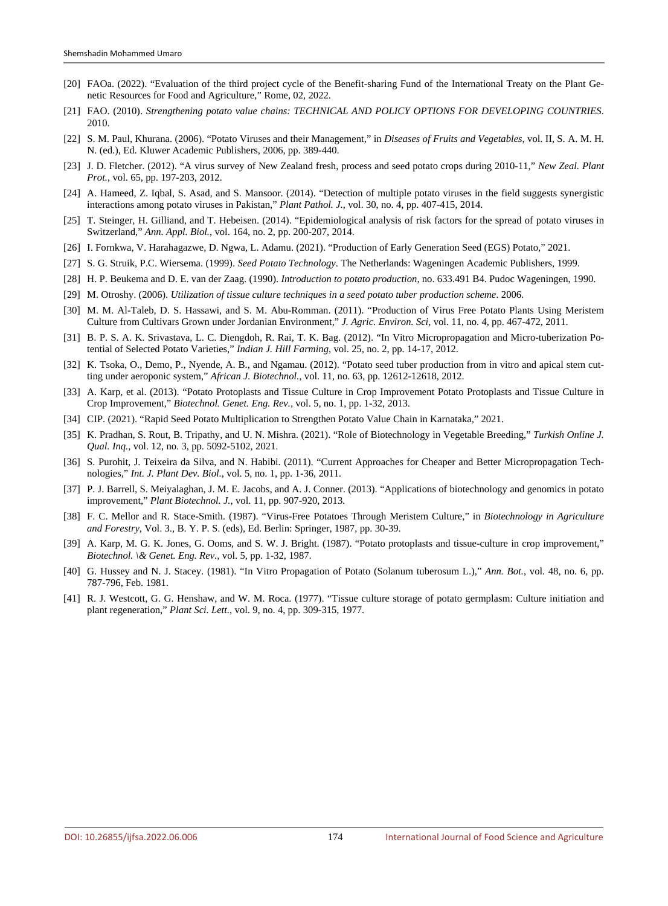[20] FAOa. (2022). "Evaluation of the third project cycle of the Benefit-sharing Fund of the International Treaty on the Plant Genetic Resources for Food and Agriculture," Rome, 02, 2022.

[21] FAO. (2010). *Strengthening potato value chains: TECHNICAL AND POLICY OPTIONS FOR DEVELOPING COUNTRIES*. 2010.

[22] S. M. Paul, Khurana. (2006). "Potato Viruses and their Management," in *Diseases of Fruits and Vegetables*, vol. II, S. A. M. H. N. (ed.), Ed. Kluwer Academic Publishers, 2006, pp. 389-440.

[23] J. D. Fletcher. (2012). "A virus survey of New Zealand fresh, process and seed potato crops during 2010-11," *New Zeal. Plant Prot.*, vol. 65, pp. 197-203, 2012.

[24] A. Hameed, Z. Iqbal, S. Asad, and S. Mansoor. (2014). "Detection of multiple potato viruses in the field suggests synergistic interactions among potato viruses in Pakistan," *Plant Pathol. J.*, vol. 30, no. 4, pp. 407-415, 2014.

[25] T. Steinger, H. Gilliand, and T. Hebeisen. (2014). "Epidemiological analysis of risk factors for the spread of potato viruses in Switzerland," *Ann. Appl. Biol.*, vol. 164, no. 2, pp. 200-207, 2014.

[26] I. Fornkwa, V. Harahagazwe, D. Ngwa, L. Adamu. (2021). "Production of Early Generation Seed (EGS) Potato," 2021.

[27] S. G. Struik, P.C. Wiersema. (1999). *Seed Potato Technology*. The Netherlands: Wageningen Academic Publishers, 1999.

[28] H. P. Beukema and D. E. van der Zaag. (1990). *Introduction to potato production*, no. 633.491 B4. Pudoc Wageningen, 1990.

[29] M. Otroshy. (2006). *Utilization of tissue culture techniques in a seed potato tuber production scheme*. 2006.

[30] M. M. Al-Taleb, D. S. Hassawi, and S. M. Abu-Romman. (2011). "Production of Virus Free Potato Plants Using Meristem Culture from Cultivars Grown under Jordanian Environment," *J. Agric. Environ. Sci*, vol. 11, no. 4, pp. 467-472, 2011.

[31] B. P. S. A. K. Srivastava, L. C. Diengdoh, R. Rai, T. K. Bag. (2012). "In Vitro Micropropagation and Micro-tuberization Potential of Selected Potato Varieties," *Indian J. Hill Farming*, vol. 25, no. 2, pp. 14-17, 2012.

[32] K. Tsoka, O., Demo, P., Nyende, A. B., and Ngamau. (2012). "Potato seed tuber production from in vitro and apical stem cutting under aeroponic system," *African J. Biotechnol.*, vol. 11, no. 63, pp. 12612-12618, 2012.

[33] A. Karp, et al. (2013). "Potato Protoplasts and Tissue Culture in Crop Improvement Potato Protoplasts and Tissue Culture in Crop Improvement," *Biotechnol. Genet. Eng. Rev.*, vol. 5, no. 1, pp. 1-32, 2013.

[34] CIP. (2021). "Rapid Seed Potato Multiplication to Strengthen Potato Value Chain in Karnataka," 2021.

[35] K. Pradhan, S. Rout, B. Tripathy, and U. N. Mishra. (2021). "Role of Biotechnology in Vegetable Breeding," *Turkish Online J. Qual. Inq.*, vol. 12, no. 3, pp. 5092-5102, 2021.

[36] S. Purohit, J. Teixeira da Silva, and N. Habibi. (2011). "Current Approaches for Cheaper and Better Micropropagation Technologies," *Int. J. Plant Dev. Biol.*, vol. 5, no. 1, pp. 1-36, 2011.

[37] P. J. Barrell, S. Meiyalaghan, J. M. E. Jacobs, and A. J. Conner. (2013). "Applications of biotechnology and genomics in potato improvement," *Plant Biotechnol. J.*, vol. 11, pp. 907-920, 2013.

[38] F. C. Mellor and R. Stace-Smith. (1987). "Virus-Free Potatoes Through Meristem Culture," in *Biotechnology in Agriculture and Forestry*, Vol. 3., B. Y. P. S. (eds), Ed. Berlin: Springer, 1987, pp. 30-39.

[39] A. Karp, M. G. K. Jones, G. Ooms, and S. W. J. Bright. (1987). "Potato protoplasts and tissue-culture in crop improvement," *Biotechnol. \& Genet. Eng. Rev.*, vol. 5, pp. 1-32, 1987.

[40] G. Hussey and N. J. Stacey. (1981). "In Vitro Propagation of Potato (Solanum tuberosum L.)," *Ann. Bot.*, vol. 48, no. 6, pp. 787-796, Feb. 1981.

[41] R. J. Westcott, G. G. Henshaw, and W. M. Roca. (1977). "Tissue culture storage of potato germplasm: Culture initiation and plant regeneration," *Plant Sci. Lett.*, vol. 9, no. 4, pp. 309-315, 1977.